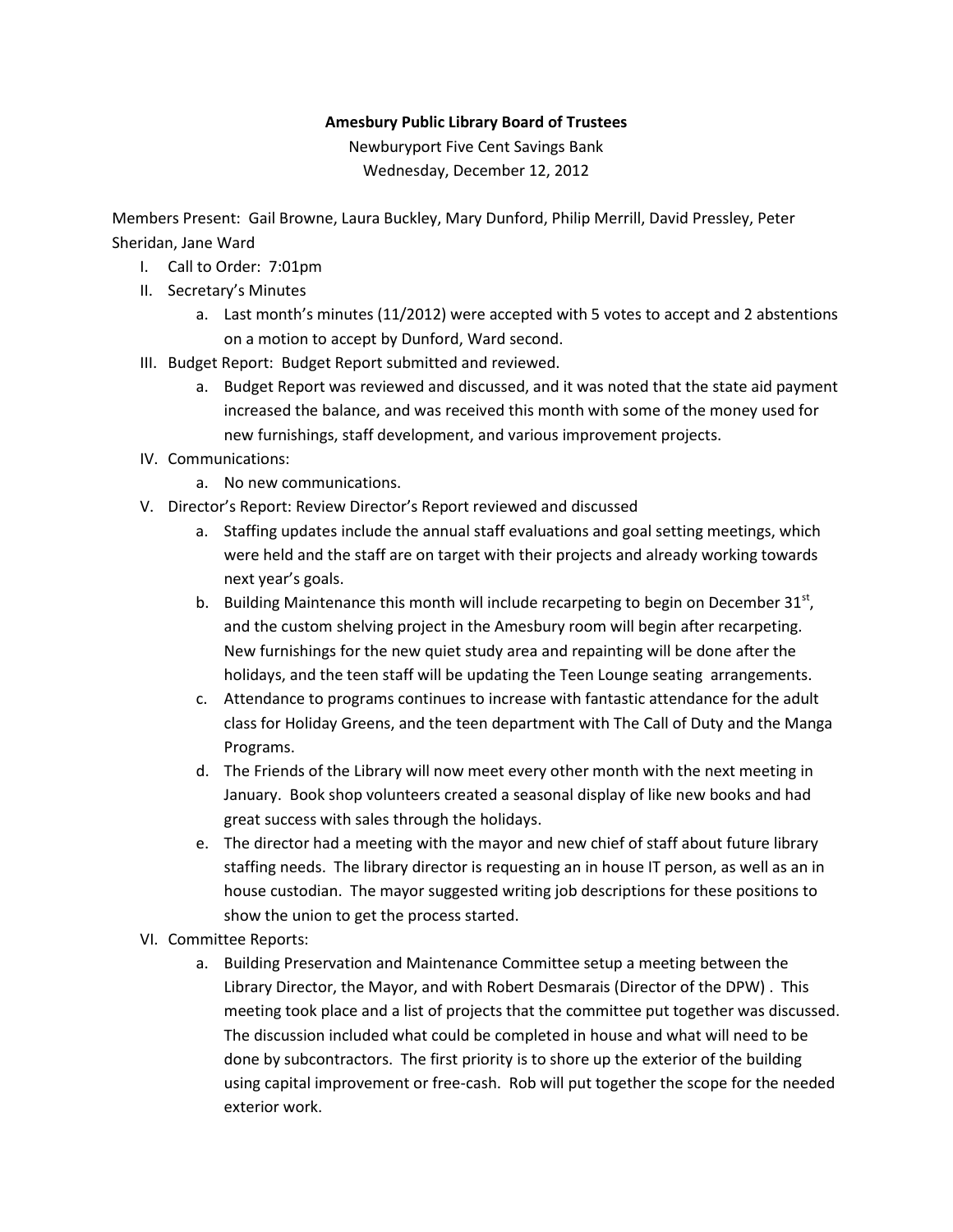**Amesbury Public Library Board of Trustees**

Newburyport Five Cent Savings Bank

Wednesday, December 12, 2012

Members Present: Gail Browne, Laura Buckley, Mary Dunford, Philip Merrill, David Pressley, Peter Sheridan, Jane Ward

I. Call to Order: 7:01pm

II. Secretary's Minutes
   a. Last month's minutes (11/2012) were accepted with 5 votes to accept and 2 abstentions on a motion to accept by Dunford, Ward second.

III. Budget Report: Budget Report submitted and reviewed.
   a. Budget Report was reviewed and discussed, and it was noted that the state aid payment increased the balance, and was received this month with some of the money used for new furnishings, staff development, and various improvement projects.

IV. Communications:
   a. No new communications.

V. Director's Report: Review Director's Report reviewed and discussed
   a. Staffing updates include the annual staff evaluations and goal setting meetings, which were held and the staff are on target with their projects and already working towards next year's goals.
   b. Building Maintenance this month will include recarpeting to begin on December 31st, and the custom shelving project in the Amesbury room will begin after recarpeting. New furnishings for the new quiet study area and repainting will be done after the holidays, and the teen staff will be updating the Teen Lounge seating arrangements.
   c. Attendance to programs continues to increase with fantastic attendance for the adult class for Holiday Greens, and the teen department with The Call of Duty and the Manga Programs.
   d. The Friends of the Library will now meet every other month with the next meeting in January. Book shop volunteers created a seasonal display of like new books and had great success with sales through the holidays.
   e. The director had a meeting with the mayor and new chief of staff about future library staffing needs. The library director is requesting an in house IT person, as well as an in house custodian. The mayor suggested writing job descriptions for these positions to show the union to get the process started.

VI. Committee Reports:
   a. Building Preservation and Maintenance Committee setup a meeting between the Library Director, the Mayor, and with Robert Desmarais (Director of the DPW) . This meeting took place and a list of projects that the committee put together was discussed. The discussion included what could be completed in house and what will need to be done by subcontractors. The first priority is to shore up the exterior of the building using capital improvement or free-cash. Rob will put together the scope for the needed exterior work.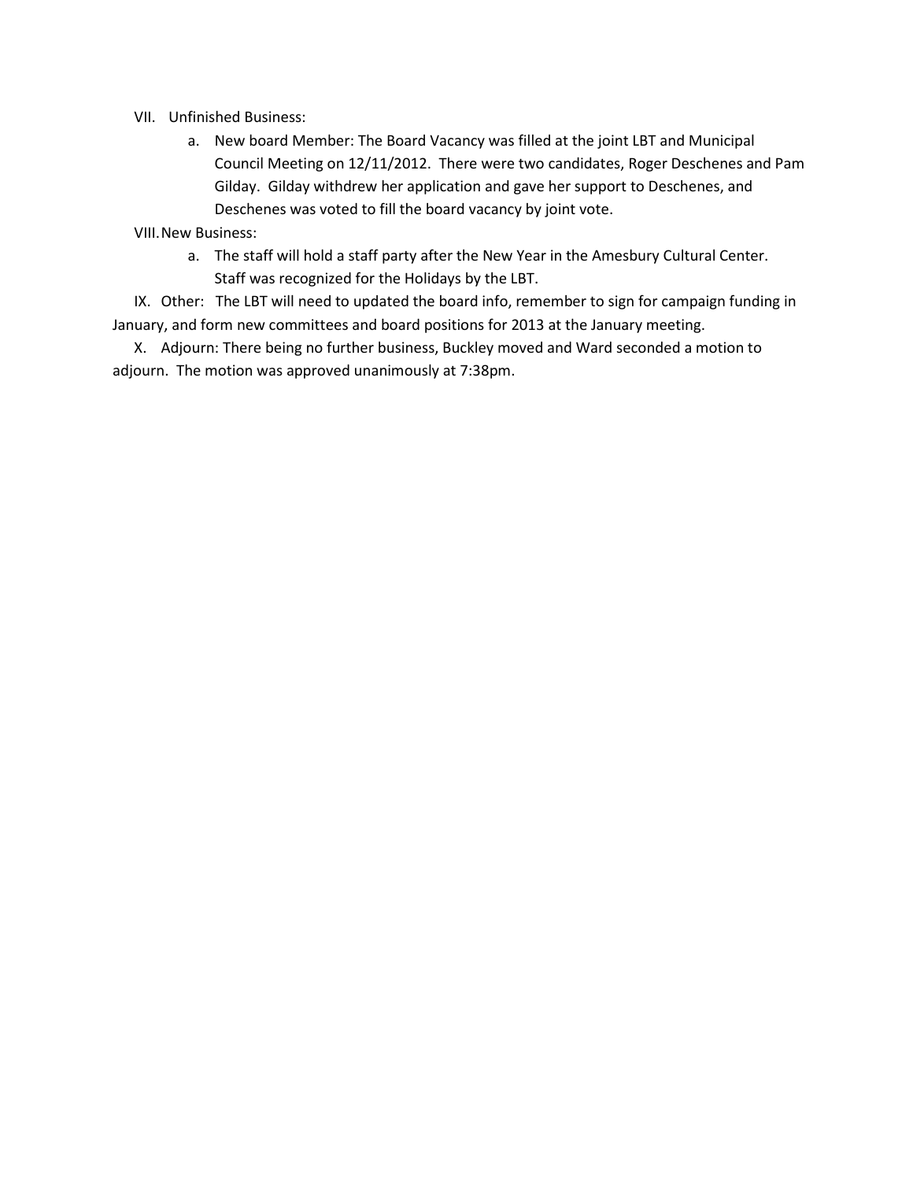VII. Unfinished Business:

  a. New board Member: The Board Vacancy was filled at the joint LBT and Municipal Council Meeting on 12/11/2012. There were two candidates, Roger Deschenes and Pam Gilday. Gilday withdrew her application and gave her support to Deschenes, and Deschenes was voted to fill the board vacancy by joint vote.

VIII. New Business:

  a. The staff will hold a staff party after the New Year in the Amesbury Cultural Center. Staff was recognized for the Holidays by the LBT.

IX. Other: The LBT will need to updated the board info, remember to sign for campaign funding in January, and form new committees and board positions for 2013 at the January meeting.

X. Adjourn: There being no further business, Buckley moved and Ward seconded a motion to adjourn. The motion was approved unanimously at 7:38pm.